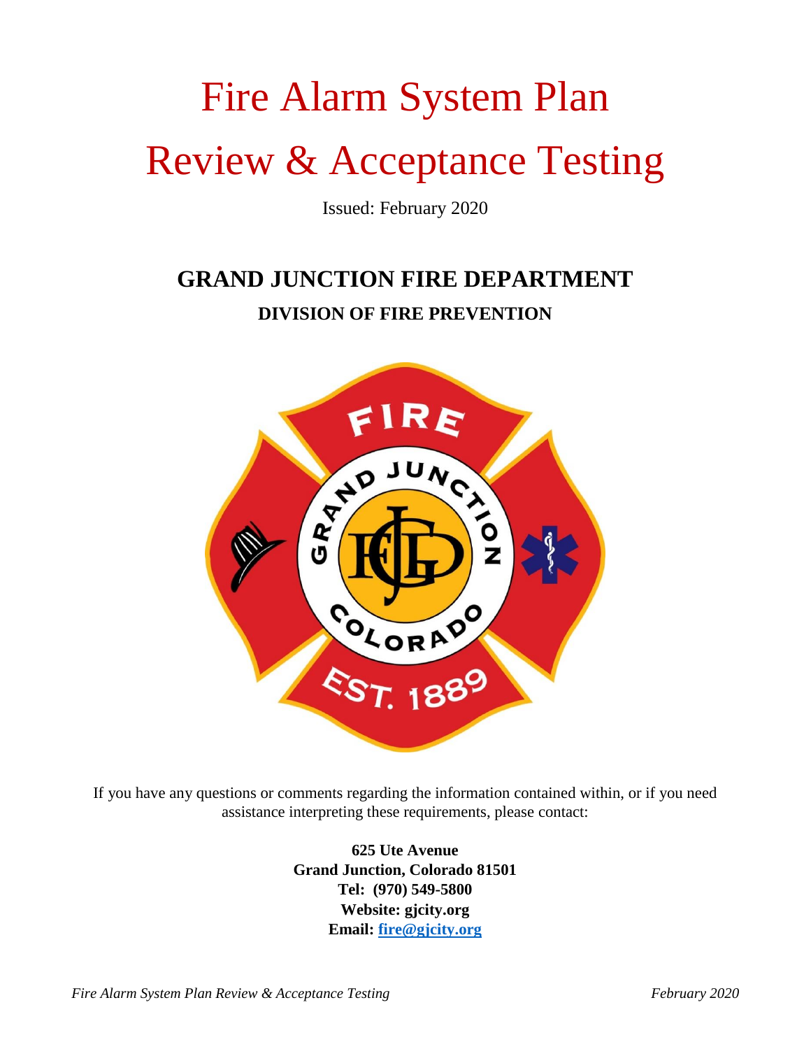# Fire Alarm System Plan Review & Acceptance Testing

Issued: February 2020

## GRAND JUNCTION FIRE DEPARTMENT

### DIVISION OF FIRE PREVENTION

If you have any questions or comments regarding the information contained within, or if you need assistance interpreting these requirements, please contact:

**625 Ute Avenue**
**Grand Junction, Colorado 81501**
**Tel: (970) 549-5800**
**Website: gjcity.org**
**Email: fire@gjcity.org**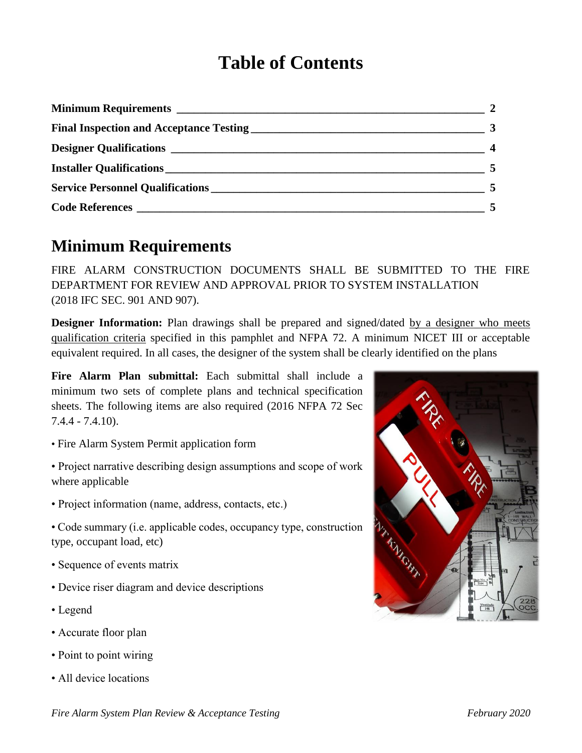# Table of Contents

| | |
|---|---|
| **Minimum Requirements** | **2** |
| **Final Inspection and Acceptance Testing** | **3** |
| **Designer Qualifications** | **4** |
| **Installer Qualifications** | **5** |
| **Service Personnel Qualifications** | **5** |
| **Code References** | **5** |

# Minimum Requirements

FIRE ALARM CONSTRUCTION DOCUMENTS SHALL BE SUBMITTED TO THE FIRE DEPARTMENT FOR REVIEW AND APPROVAL PRIOR TO SYSTEM INSTALLATION (2018 IFC SEC. 901 AND 907).

**Designer Information:** Plan drawings shall be prepared and signed/dated by a designer who meets qualification criteria specified in this pamphlet and NFPA 72. A minimum NICET III or acceptable equivalent required. In all cases, the designer of the system shall be clearly identified on the plans

**Fire Alarm Plan submittal:** Each submittal shall include a minimum two sets of complete plans and technical specification sheets. The following items are also required (2016 NFPA 72 Sec 7.4.4 - 7.4.10).

- Fire Alarm System Permit application form
- Project narrative describing design assumptions and scope of work where applicable
- Project information (name, address, contacts, etc.)
- Code summary (i.e. applicable codes, occupancy type, construction type, occupant load, etc)
- Sequence of events matrix
- Device riser diagram and device descriptions
- Legend
- Accurate floor plan
- Point to point wiring
- All device locations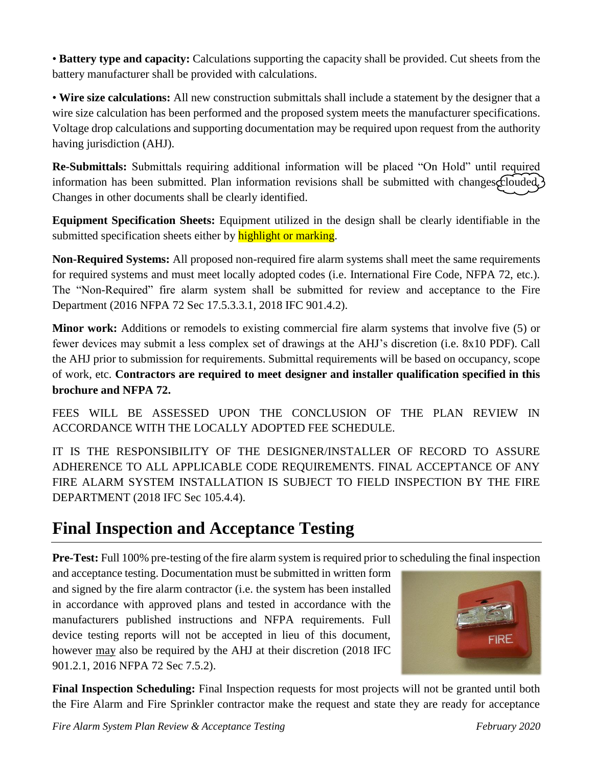• **Battery type and capacity:** Calculations supporting the capacity shall be provided. Cut sheets from the battery manufacturer shall be provided with calculations.

• **Wire size calculations:** All new construction submittals shall include a statement by the designer that a wire size calculation has been performed and the proposed system meets the manufacturer specifications. Voltage drop calculations and supporting documentation may be required upon request from the authority having jurisdiction (AHJ).

**Re-Submittals:** Submittals requiring additional information will be placed "On Hold" until required information has been submitted. Plan information revisions shall be submitted with changes clouded. Changes in other documents shall be clearly identified.

**Equipment Specification Sheets:** Equipment utilized in the design shall be clearly identifiable in the submitted specification sheets either by highlight or marking.

**Non-Required Systems:** All proposed non-required fire alarm systems shall meet the same requirements for required systems and must meet locally adopted codes (i.e. International Fire Code, NFPA 72, etc.). The "Non-Required" fire alarm system shall be submitted for review and acceptance to the Fire Department (2016 NFPA 72 Sec 17.5.3.3.1, 2018 IFC 901.4.2).

**Minor work:** Additions or remodels to existing commercial fire alarm systems that involve five (5) or fewer devices may submit a less complex set of drawings at the AHJ's discretion (i.e. 8x10 PDF). Call the AHJ prior to submission for requirements. Submittal requirements will be based on occupancy, scope of work, etc. **Contractors are required to meet designer and installer qualification specified in this brochure and NFPA 72.**

FEES WILL BE ASSESSED UPON THE CONCLUSION OF THE PLAN REVIEW IN ACCORDANCE WITH THE LOCALLY ADOPTED FEE SCHEDULE.

IT IS THE RESPONSIBILITY OF THE DESIGNER/INSTALLER OF RECORD TO ASSURE ADHERENCE TO ALL APPLICABLE CODE REQUIREMENTS. FINAL ACCEPTANCE OF ANY FIRE ALARM SYSTEM INSTALLATION IS SUBJECT TO FIELD INSPECTION BY THE FIRE DEPARTMENT (2018 IFC Sec 105.4.4).

## Final Inspection and Acceptance Testing

**Pre-Test:** Full 100% pre-testing of the fire alarm system is required prior to scheduling the final inspection and acceptance testing. Documentation must be submitted in written form and signed by the fire alarm contractor (i.e. the system has been installed in accordance with approved plans and tested in accordance with the manufacturers published instructions and NFPA requirements. Full device testing reports will not be accepted in lieu of this document, however may also be required by the AHJ at their discretion (2018 IFC 901.2.1, 2016 NFPA 72 Sec 7.5.2).

**Final Inspection Scheduling:** Final Inspection requests for most projects will not be granted until both the Fire Alarm and Fire Sprinkler contractor make the request and state they are ready for acceptance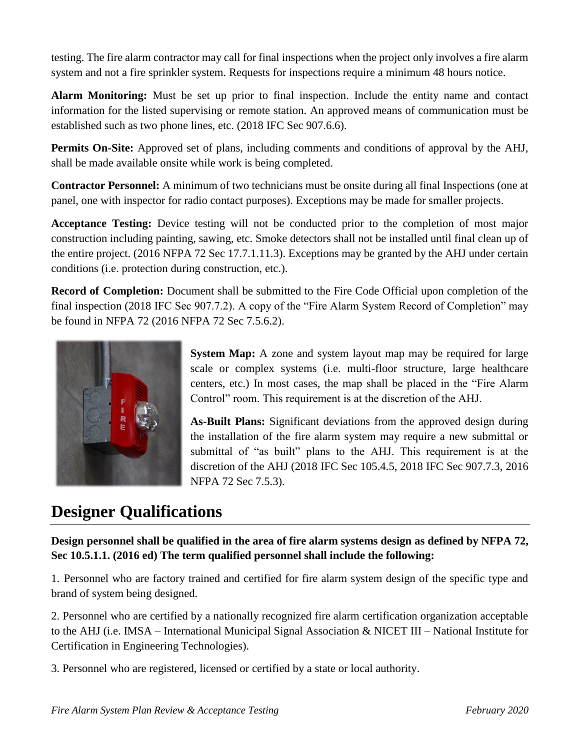testing. The fire alarm contractor may call for final inspections when the project only involves a fire alarm system and not a fire sprinkler system. Requests for inspections require a minimum 48 hours notice.

**Alarm Monitoring:** Must be set up prior to final inspection. Include the entity name and contact information for the listed supervising or remote station. An approved means of communication must be established such as two phone lines, etc. (2018 IFC Sec 907.6.6).

**Permits On-Site:** Approved set of plans, including comments and conditions of approval by the AHJ, shall be made available onsite while work is being completed.

**Contractor Personnel:** A minimum of two technicians must be onsite during all final Inspections (one at panel, one with inspector for radio contact purposes). Exceptions may be made for smaller projects.

**Acceptance Testing:** Device testing will not be conducted prior to the completion of most major construction including painting, sawing, etc. Smoke detectors shall not be installed until final clean up of the entire project. (2016 NFPA 72 Sec 17.7.1.11.3). Exceptions may be granted by the AHJ under certain conditions (i.e. protection during construction, etc.).

**Record of Completion:** Document shall be submitted to the Fire Code Official upon completion of the final inspection (2018 IFC Sec 907.7.2). A copy of the "Fire Alarm System Record of Completion" may be found in NFPA 72 (2016 NFPA 72 Sec 7.5.6.2).

**System Map:** A zone and system layout map may be required for large scale or complex systems (i.e. multi-floor structure, large healthcare centers, etc.) In most cases, the map shall be placed in the "Fire Alarm Control" room. This requirement is at the discretion of the AHJ.

**As-Built Plans:** Significant deviations from the approved design during the installation of the fire alarm system may require a new submittal or submittal of "as built" plans to the AHJ. This requirement is at the discretion of the AHJ (2018 IFC Sec 105.4.5, 2018 IFC Sec 907.7.3, 2016 NFPA 72 Sec 7.5.3).

# Designer Qualifications

**Design personnel shall be qualified in the area of fire alarm systems design as defined by NFPA 72, Sec 10.5.1.1. (2016 ed) The term qualified personnel shall include the following:**

1. Personnel who are factory trained and certified for fire alarm system design of the specific type and brand of system being designed.

2. Personnel who are certified by a nationally recognized fire alarm certification organization acceptable to the AHJ (i.e. IMSA – International Municipal Signal Association & NICET III – National Institute for Certification in Engineering Technologies).

3. Personnel who are registered, licensed or certified by a state or local authority.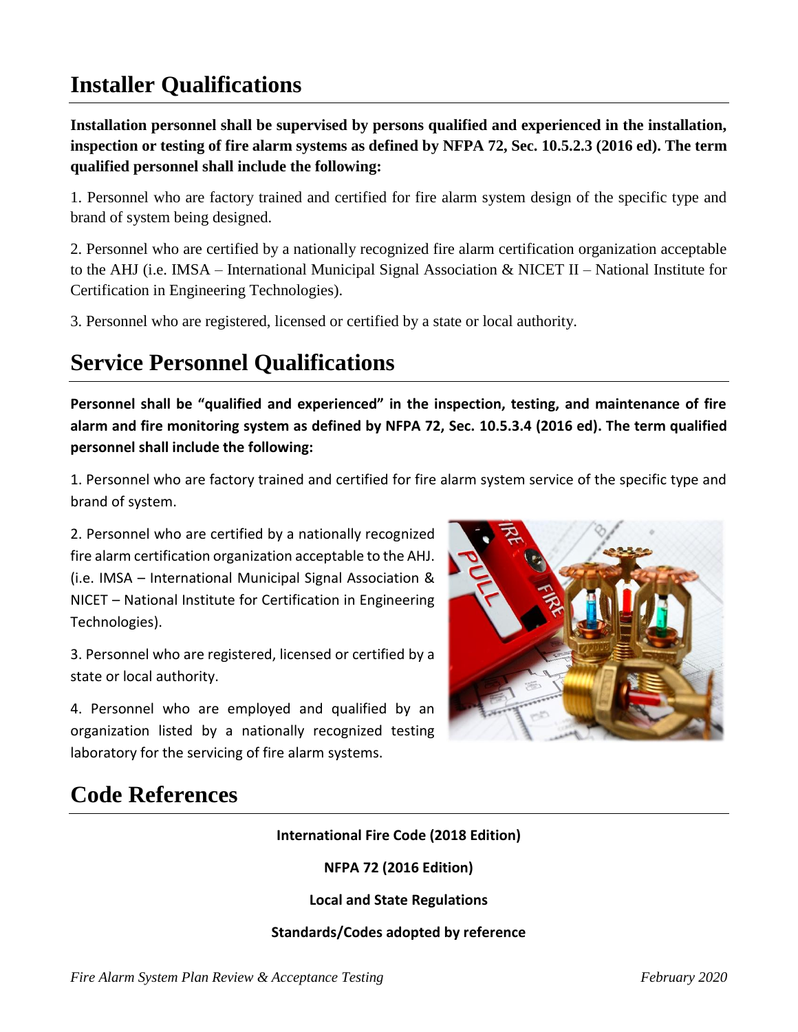## Installer Qualifications

**Installation personnel shall be supervised by persons qualified and experienced in the installation, inspection or testing of fire alarm systems as defined by NFPA 72, Sec. 10.5.2.3 (2016 ed). The term qualified personnel shall include the following:**

1. Personnel who are factory trained and certified for fire alarm system design of the specific type and brand of system being designed.

2. Personnel who are certified by a nationally recognized fire alarm certification organization acceptable to the AHJ (i.e. IMSA – International Municipal Signal Association & NICET II – National Institute for Certification in Engineering Technologies).

3. Personnel who are registered, licensed or certified by a state or local authority.

## Service Personnel Qualifications

**Personnel shall be "qualified and experienced" in the inspection, testing, and maintenance of fire alarm and fire monitoring system as defined by NFPA 72, Sec. 10.5.3.4 (2016 ed). The term qualified personnel shall include the following:**

1. Personnel who are factory trained and certified for fire alarm system service of the specific type and brand of system.

2. Personnel who are certified by a nationally recognized fire alarm certification organization acceptable to the AHJ. (i.e. IMSA – International Municipal Signal Association & NICET – National Institute for Certification in Engineering Technologies).

3. Personnel who are registered, licensed or certified by a state or local authority.

4. Personnel who are employed and qualified by an organization listed by a nationally recognized testing laboratory for the servicing of fire alarm systems.

## Code References

**International Fire Code (2018 Edition)**

**NFPA 72 (2016 Edition)**

**Local and State Regulations**

**Standards/Codes adopted by reference**